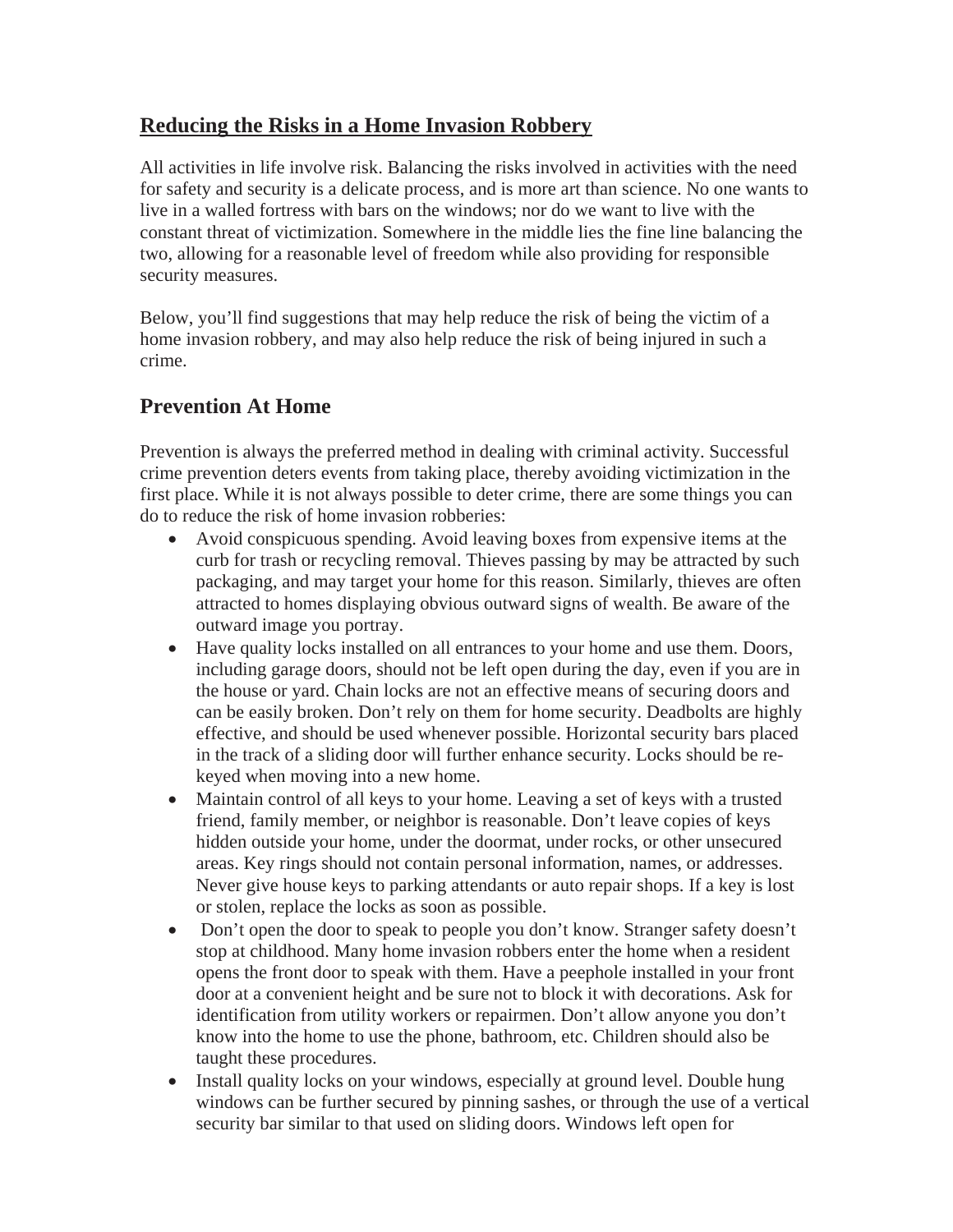## Reducing the Risks in a Home Invasion Robbery

All activities in life involve risk. Balancing the risks involved in activities with the need for safety and security is a delicate process, and is more art than science. No one wants to live in a walled fortress with bars on the windows; nor do we want to live with the constant threat of victimization. Somewhere in the middle lies the fine line balancing the two, allowing for a reasonable level of freedom while also providing for responsible security measures.

Below, you'll find suggestions that may help reduce the risk of being the victim of a home invasion robbery, and may also help reduce the risk of being injured in such a crime.

## Prevention At Home

Prevention is always the preferred method in dealing with criminal activity. Successful crime prevention deters events from taking place, thereby avoiding victimization in the first place. While it is not always possible to deter crime, there are some things you can do to reduce the risk of home invasion robberies:

- Avoid conspicuous spending. Avoid leaving boxes from expensive items at the curb for trash or recycling removal. Thieves passing by may be attracted by such packaging, and may target your home for this reason. Similarly, thieves are often attracted to homes displaying obvious outward signs of wealth. Be aware of the outward image you portray.
- Have quality locks installed on all entrances to your home and use them. Doors, including garage doors, should not be left open during the day, even if you are in the house or yard. Chain locks are not an effective means of securing doors and can be easily broken. Don't rely on them for home security. Deadbolts are highly effective, and should be used whenever possible. Horizontal security bars placed in the track of a sliding door will further enhance security. Locks should be re-keyed when moving into a new home.
- Maintain control of all keys to your home. Leaving a set of keys with a trusted friend, family member, or neighbor is reasonable. Don't leave copies of keys hidden outside your home, under the doormat, under rocks, or other unsecured areas. Key rings should not contain personal information, names, or addresses. Never give house keys to parking attendants or auto repair shops. If a key is lost or stolen, replace the locks as soon as possible.
- Don't open the door to speak to people you don't know. Stranger safety doesn't stop at childhood. Many home invasion robbers enter the home when a resident opens the front door to speak with them. Have a peephole installed in your front door at a convenient height and be sure not to block it with decorations. Ask for identification from utility workers or repairmen. Don't allow anyone you don't know into the home to use the phone, bathroom, etc. Children should also be taught these procedures.
- Install quality locks on your windows, especially at ground level. Double hung windows can be further secured by pinning sashes, or through the use of a vertical security bar similar to that used on sliding doors. Windows left open for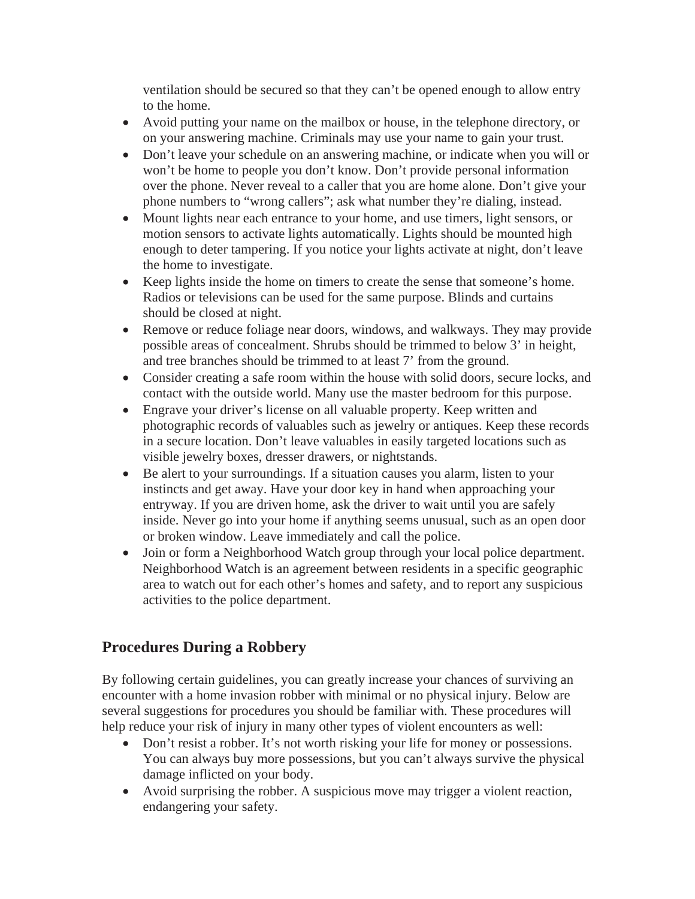ventilation should be secured so that they can't be opened enough to allow entry to the home.

- Avoid putting your name on the mailbox or house, in the telephone directory, or on your answering machine. Criminals may use your name to gain your trust.
- Don't leave your schedule on an answering machine, or indicate when you will or won't be home to people you don't know. Don't provide personal information over the phone. Never reveal to a caller that you are home alone. Don't give your phone numbers to "wrong callers"; ask what number they're dialing, instead.
- Mount lights near each entrance to your home, and use timers, light sensors, or motion sensors to activate lights automatically. Lights should be mounted high enough to deter tampering. If you notice your lights activate at night, don't leave the home to investigate.
- Keep lights inside the home on timers to create the sense that someone's home. Radios or televisions can be used for the same purpose. Blinds and curtains should be closed at night.
- Remove or reduce foliage near doors, windows, and walkways. They may provide possible areas of concealment. Shrubs should be trimmed to below 3' in height, and tree branches should be trimmed to at least 7' from the ground.
- Consider creating a safe room within the house with solid doors, secure locks, and contact with the outside world. Many use the master bedroom for this purpose.
- Engrave your driver's license on all valuable property. Keep written and photographic records of valuables such as jewelry or antiques. Keep these records in a secure location. Don't leave valuables in easily targeted locations such as visible jewelry boxes, dresser drawers, or nightstands.
- Be alert to your surroundings. If a situation causes you alarm, listen to your instincts and get away. Have your door key in hand when approaching your entryway. If you are driven home, ask the driver to wait until you are safely inside. Never go into your home if anything seems unusual, such as an open door or broken window. Leave immediately and call the police.
- Join or form a Neighborhood Watch group through your local police department. Neighborhood Watch is an agreement between residents in a specific geographic area to watch out for each other's homes and safety, and to report any suspicious activities to the police department.

## Procedures During a Robbery

By following certain guidelines, you can greatly increase your chances of surviving an encounter with a home invasion robber with minimal or no physical injury. Below are several suggestions for procedures you should be familiar with. These procedures will help reduce your risk of injury in many other types of violent encounters as well:

- Don't resist a robber. It's not worth risking your life for money or possessions. You can always buy more possessions, but you can't always survive the physical damage inflicted on your body.
- Avoid surprising the robber. A suspicious move may trigger a violent reaction, endangering your safety.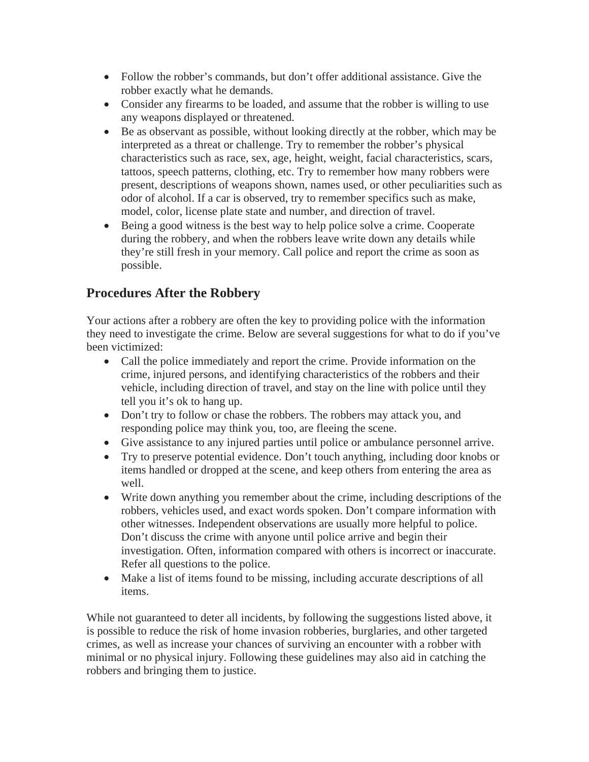- Follow the robber's commands, but don't offer additional assistance. Give the robber exactly what he demands.
- Consider any firearms to be loaded, and assume that the robber is willing to use any weapons displayed or threatened.
- Be as observant as possible, without looking directly at the robber, which may be interpreted as a threat or challenge. Try to remember the robber's physical characteristics such as race, sex, age, height, weight, facial characteristics, scars, tattoos, speech patterns, clothing, etc. Try to remember how many robbers were present, descriptions of weapons shown, names used, or other peculiarities such as odor of alcohol. If a car is observed, try to remember specifics such as make, model, color, license plate state and number, and direction of travel.
- Being a good witness is the best way to help police solve a crime. Cooperate during the robbery, and when the robbers leave write down any details while they're still fresh in your memory. Call police and report the crime as soon as possible.

## Procedures After the Robbery

Your actions after a robbery are often the key to providing police with the information they need to investigate the crime. Below are several suggestions for what to do if you've been victimized:

- Call the police immediately and report the crime. Provide information on the crime, injured persons, and identifying characteristics of the robbers and their vehicle, including direction of travel, and stay on the line with police until they tell you it's ok to hang up.
- Don't try to follow or chase the robbers. The robbers may attack you, and responding police may think you, too, are fleeing the scene.
- Give assistance to any injured parties until police or ambulance personnel arrive.
- Try to preserve potential evidence. Don't touch anything, including door knobs or items handled or dropped at the scene, and keep others from entering the area as well.
- Write down anything you remember about the crime, including descriptions of the robbers, vehicles used, and exact words spoken. Don't compare information with other witnesses. Independent observations are usually more helpful to police. Don't discuss the crime with anyone until police arrive and begin their investigation. Often, information compared with others is incorrect or inaccurate. Refer all questions to the police.
- Make a list of items found to be missing, including accurate descriptions of all items.

While not guaranteed to deter all incidents, by following the suggestions listed above, it is possible to reduce the risk of home invasion robberies, burglaries, and other targeted crimes, as well as increase your chances of surviving an encounter with a robber with minimal or no physical injury. Following these guidelines may also aid in catching the robbers and bringing them to justice.